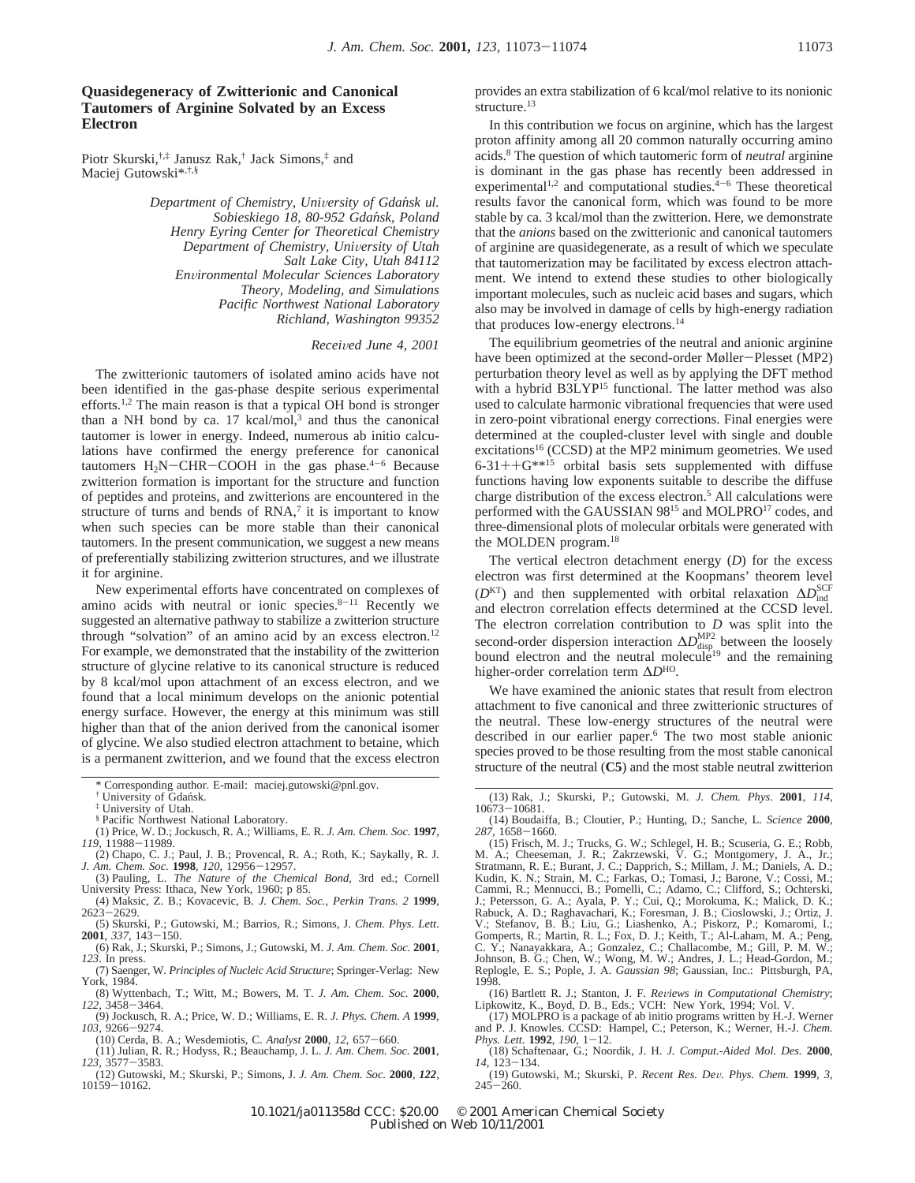# Quasidegeneracy of Zwitterionic and Canonical Tautomers of Arginine Solvated by an Excess Electron

Piotr Skurski,[†,‡] Janusz Rak,[†] Jack Simons,[‡] and Maciej Gutowski*[,†,§]

*Department of Chemistry, University of Gdańsk ul. Sobieskiego 18, 80-952 Gdańsk, Poland*
*Henry Eyring Center for Theoretical Chemistry Department of Chemistry, University of Utah Salt Lake City, Utah 84112*
*Environmental Molecular Sciences Laboratory Theory, Modeling, and Simulations Pacific Northwest National Laboratory Richland, Washington 99352*

*Received June 4, 2001*

The zwitterionic tautomers of isolated amino acids have not been identified in the gas-phase despite serious experimental efforts.[1,2] The main reason is that a typical OH bond is stronger than a NH bond by ca. 17 kcal/mol,[3] and thus the canonical tautomer is lower in energy. Indeed, numerous ab initio calculations have confirmed the energy preference for canonical tautomers $H_2N{-}CHR{-}COOH$ in the gas phase.[4-6] Because zwitterion formation is important for the structure and function of peptides and proteins, and zwitterions are encountered in the structure of turns and bends of RNA,[7] it is important to know when such species can be more stable than their canonical tautomers. In the present communication, we suggest a new means of preferentially stabilizing zwitterion structures, and we illustrate it for arginine.

New experimental efforts have concentrated on complexes of amino acids with neutral or ionic species.[8-11] Recently we suggested an alternative pathway to stabilize a zwitterion structure through "solvation" of an amino acid by an excess electron.[12] For example, we demonstrated that the instability of the zwitterion structure of glycine relative to its canonical structure is reduced by 8 kcal/mol upon attachment of an excess electron, and we found that a local minimum develops on the anionic potential energy surface. However, the energy at this minimum was still higher than that of the anion derived from the canonical isomer of glycine. We also studied electron attachment to betaine, which is a permanent zwitterion, and we found that the excess electron provides an extra stabilization of 6 kcal/mol relative to its nonionic structure.[13]

In this contribution we focus on arginine, which has the largest proton affinity among all 20 common naturally occurring amino acids.[8] The question of which tautomeric form of *neutral* arginine is dominant in the gas phase has recently been addressed in experimental[1,2] and computational studies.[4-6] These theoretical results favor the canonical form, which was found to be more stable by ca. 3 kcal/mol than the zwitterion. Here, we demonstrate that the *anions* based on the zwitterionic and canonical tautomers of arginine are quasidegenerate, as a result of which we speculate that tautomerization may be facilitated by excess electron attachment. We intend to extend these studies to other biologically important molecules, such as nucleic acid bases and sugars, which also may be involved in damage of cells by high-energy radiation that produces low-energy electrons.[14]

The equilibrium geometries of the neutral and anionic arginine have been optimized at the second-order Møller−Plesset (MP2) perturbation theory level as well as by applying the DFT method with a hybrid B3LYP[15] functional. The latter method was also used to calculate harmonic vibrational frequencies that were used in zero-point vibrational energy corrections. Final energies were determined at the coupled-cluster level with single and double excitations[16] (CCSD) at the MP2 minimum geometries. We used 6-31++G**[15] orbital basis sets supplemented with diffuse functions having low exponents suitable to describe the diffuse charge distribution of the excess electron.[5] All calculations were performed with the GAUSSIAN 98[15] and MOLPRO[17] codes, and three-dimensional plots of molecular orbitals were generated with the MOLDEN program.[18]

The vertical electron detachment energy ($D$) for the excess electron was first determined at the Koopmans' theorem level ($D^{KT}$) and then supplemented with orbital relaxation $\Delta D^{SCF}_{ind}$ and electron correlation effects determined at the CCSD level. The electron correlation contribution to $D$ was split into the second-order dispersion interaction $\Delta D^{MP2}_{disp}$ between the loosely bound electron and the neutral molecule[19] and the remaining higher-order correlation term $\Delta D^{HO}$.

We have examined the anionic states that result from electron attachment to five canonical and three zwitterionic structures of the neutral. These low-energy structures of the neutral were described in our earlier paper.[6] The two most stable anionic species proved to be those resulting from the most stable canonical structure of the neutral (**C5**) and the most stable neutral zwitterion

---

\* Corresponding author. E-mail: maciej.gutowski@pnl.gov.
† University of Gdańsk.
‡ University of Utah.
§ Pacific Northwest National Laboratory.

(1) Price, W. D.; Jockusch, R. A.; Williams, E. R. *J. Am. Chem. Soc.* **1997**, *119*, 11988−11989.
(2) Chapo, C. J.; Paul, J. B.; Provencal, R. A.; Roth, K.; Saykally, R. J. *J. Am. Chem. Soc.* **1998**, *120*, 12956−12957.
(3) Pauling, L. *The Nature of the Chemical Bond*, 3rd ed.; Cornell University Press: Ithaca, New York, 1960; p 85.
(4) Maksic, Z. B.; Kovacevic, B. *J. Chem. Soc., Perkin Trans. 2* **1999**, 2623−2629.
(5) Skurski, P.; Gutowski, M.; Barrios, R.; Simons, J. *Chem. Phys. Lett.* **2001**, *337*, 143−150.
(6) Rak, J.; Skurski, P.; Simons, J.; Gutowski, M. *J. Am. Chem. Soc.* **2001**, *123*. In press.
(7) Saenger, W. *Principles of Nucleic Acid Structure*; Springer-Verlag: New York, 1984.
(8) Wyttenbach, T.; Witt, M.; Bowers, M. T. *J. Am. Chem. Soc.* **2000**, *122*, 3458−3464.
(9) Jockusch, R. A.; Price, W. D.; Williams, E. R. *J. Phys. Chem. A* **1999**, *103*, 9266−9274.
(10) Cerda, B. A.; Wesdemiotis, C. *Analyst* **2000**, *12*, 657−660.
(11) Julian, R. R.; Hodyss, R.; Beauchamp, J. L. *J. Am. Chem. Soc.* **2001**, *123*, 3577−3583.
(12) Gutowski, M.; Skurski, P.; Simons, J. *J. Am. Chem. Soc.* **2000**, *122*, 10159−10162.
(13) Rak, J.; Skurski, P.; Gutowski, M. *J. Chem. Phys.* **2001**, *114*, 10673−10681.
(14) Boudaiffa, B.; Cloutier, P.; Hunting, D.; Sanche, L. *Science* **2000**, *287*, 1658−1660.
(15) Frisch, M. J.; Trucks, G. W.; Schlegel, H. B.; Scuseria, G. E.; Robb, M. A.; Cheeseman, J. R.; Zakrzewski, V. G.; Montgomery, J. A., Jr.; Stratmann, R. E.; Burant, J. C.; Dapprich, S.; Millam, J. M.; Daniels, A. D.; Kudin, K. N.; Strain, M. C.; Farkas, O.; Tomasi, J.; Barone, V.; Cossi, M.; Cammi, R.; Mennucci, B.; Pomelli, C.; Adamo, C.; Clifford, S.; Ochterski, J.; Petersson, G. A.; Ayala, P. Y.; Cui, Q.; Morokuma, K.; Malick, D. K.; Rabuck, A. D.; Raghavachari, K.; Foresman, J. B.; Cioslowski, J.; Ortiz, J. V.; Stefanov, B. B.; Liu, G.; Liashenko, A.; Piskorz, P.; Komaromi, I.; Gomperts, R.; Martin, R. L.; Fox, D. J.; Keith, T.; Al-Laham, M. A.; Peng, C. Y.; Nanayakkara, A.; Gonzalez, C.; Challacombe, M.; Gill, P. M. W.; Johnson, B. G.; Chen, W.; Wong, M. W.; Andres, J. L.; Head-Gordon, M.; Replogle, E. S.; Pople, J. A. *Gaussian 98*; Gaussian, Inc.: Pittsburgh, PA, 1998.
(16) Bartlett R. J.; Stanton, J. F. *Reviews in Computational Chemistry*; Lipkowitz, K., Boyd, D. B., Eds.; VCH: New York, 1994; Vol. V.
(17) MOLPRO is a package of ab initio programs written by H.-J. Werner and P. J. Knowles. CCSD: Hampel, C.; Peterson, K.; Werner, H.-J. *Chem. Phys. Lett.* **1992**, *190*, 1−12.
(18) Schaftenaar, G.; Noordik, J. H. *J. Comput.-Aided Mol. Des.* **2000**, *14*, 123−134.
(19) Gutowski, M.; Skurski, P. *Recent Res. Dev. Phys. Chem.* **1999**, *3*, 245−260.

10.1021/ja011358d CCC: \$20.00 © 2001 American Chemical Society
Published on Web 10/11/2001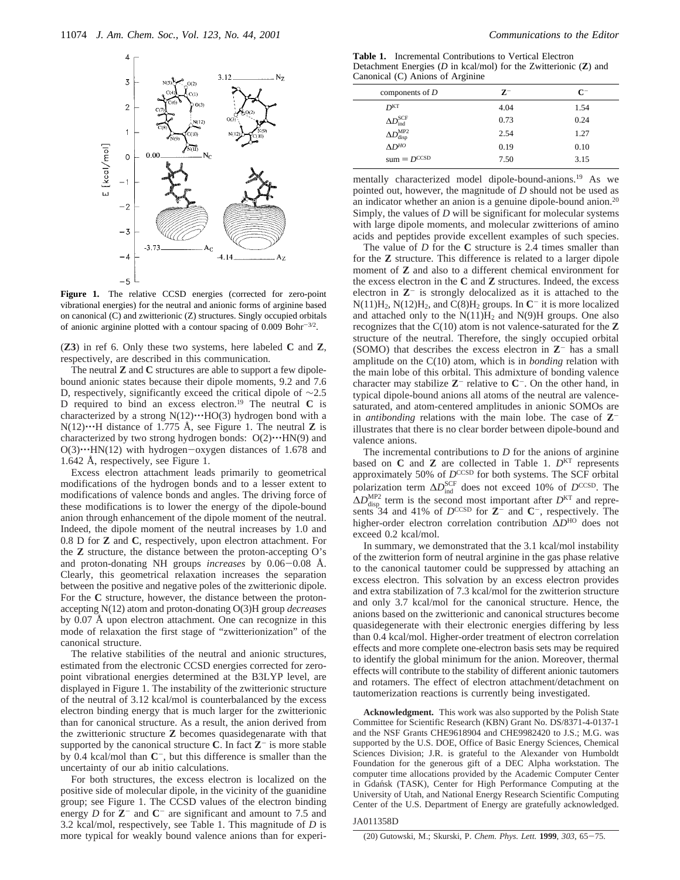4

3.12 N_Z

0.00 N_C

-3.73 A_C

-4.14 A_Z

E [kcal/mol]

3, 2, 1, 0, −1, −2, −3, −4, −5

N(5) O(2) C(4) C(1) C(6) O(3) C(7) N(12) C(8) C(10) N(9) N(11)

O(2) O(3) N(12) N(9) C(10)

**Figure 1.** The relative CCSD energies (corrected for zero-point vibrational energies) for the neutral and anionic forms of arginine based on canonical (C) and zwitterionic (Z) structures. Singly occupied orbitals of anionic arginine plotted with a contour spacing of 0.009 $\mathrm{Bohr}^{-3/2}$.

(**Z3**) in ref 6. Only these two systems, here labeled **C** and **Z**, respectively, are described in this communication.

The neutral **Z** and **C** structures are able to support a few dipole-bound anionic states because their dipole moments, 9.2 and 7.6 D, respectively, significantly exceed the critical dipole of ~2.5 D required to bind an excess electron.[19] The neutral **C** is characterized by a strong N(12)···HO(3) hydrogen bond with a N(12)···H distance of 1.775 Å, see Figure 1. The neutral **Z** is characterized by two strong hydrogen bonds: O(2)···HN(9) and O(3)···HN(12) with hydrogen−oxygen distances of 1.678 and 1.642 Å, respectively, see Figure 1.

Excess electron attachment leads primarily to geometrical modifications of the hydrogen bonds and to a lesser extent to modifications of valence bonds and angles. The driving force of these modifications is to lower the energy of the dipole-bound anion through enhancement of the dipole moment of the neutral. Indeed, the dipole moment of the neutral increases by 1.0 and 0.8 D for **Z** and **C**, respectively, upon electron attachment. For the **Z** structure, the distance between the proton-accepting O's and proton-donating NH groups *increases* by 0.06−0.08 Å. Clearly, this geometrical relaxation increases the separation between the positive and negative poles of the zwitterionic dipole. For the **C** structure, however, the distance between the proton-accepting N(12) atom and proton-donating O(3)H group *decreases* by 0.07 Å upon electron attachment. One can recognize in this mode of relaxation the first stage of "zwitterionization" of the canonical structure.

The relative stabilities of the neutral and anionic structures, estimated from the electronic CCSD energies corrected for zero-point vibrational energies determined at the B3LYP level, are displayed in Figure 1. The instability of the zwitterionic structure of the neutral of 3.12 kcal/mol is counterbalanced by the excess electron binding energy that is much larger for the zwitterionic than for canonical structure. As a result, the anion derived from the zwitterionic structure **Z** becomes quasidegenarate with that supported by the canonical structure **C**. In fact $\mathbf{Z}^-$ is more stable by 0.4 kcal/mol than $\mathbf{C}^-$, but this difference is smaller than the uncertainty of our ab initio calculations.

For both structures, the excess electron is localized on the positive side of molecular dipole, in the vicinity of the guanidine group; see Figure 1. The CCSD values of the electron binding energy *D* for $\mathbf{Z}^-$ and $\mathbf{C}^-$ are significant and amount to 7.5 and 3.2 kcal/mol, respectively, see Table 1. This magnitude of *D* is more typical for weakly bound valence anions than for experimentally characterized model dipole-bound-anions.[19] As we pointed out, however, the magnitude of *D* should not be used as an indicator whether an anion is a genuine dipole-bound anion.[20] Simply, the values of *D* will be significant for molecular systems with large dipole moments, and molecular zwitterions of amino acids and peptides provide excellent examples of such species.

**Table 1.** Incremental Contributions to Vertical Electron Detachment Energies (*D* in kcal/mol) for the Zwitterionic (**Z**) and Canonical (C) Anions of Arginine

| components of *D* | $\mathbf{Z}^-$ | $\mathbf{C}^-$ |
|---|---|---|
| $D^{\mathrm{KT}}$ | 4.04 | 1.54 |
| $\Delta D^{\mathrm{SCF}}_{\mathrm{ind}}$ | 0.73 | 0.24 |
| $\Delta D^{\mathrm{MP2}}_{\mathrm{disp}}$ | 2.54 | 1.27 |
| $\Delta D^{HO}$ | 0.19 | 0.10 |
| sum = $D^{\mathrm{CCSD}}$ | 7.50 | 3.15 |

The value of *D* for the **C** structure is 2.4 times smaller than for the **Z** structure. This difference is related to a larger dipole moment of **Z** and also to a different chemical environment for the excess electron in the **C** and **Z** structures. Indeed, the excess electron in $\mathbf{Z}^-$ is strongly delocalized as it is attached to the $N(11)H_2$, $N(12)H_2$, and $C(8)H_2$ groups. In $\mathbf{C}^-$ it is more localized and attached only to the $N(11)H_2$ and N(9)H groups. One also recognizes that the C(10) atom is not valence-saturated for the **Z** structure of the neutral. Therefore, the singly occupied orbital (SOMO) that describes the excess electron in $\mathbf{Z}^-$ has a small amplitude on the C(10) atom, which is in *bonding* relation with the main lobe of this orbital. This admixture of bonding valence character may stabilize $\mathbf{Z}^-$ relative to $\mathbf{C}^-$. On the other hand, in typical dipole-bound anions all atoms of the neutral are valence-saturated, and atom-centered amplitudes in anionic SOMOs are in *antibonding* relations with the main lobe. The case of $\mathbf{Z}^-$ illustrates that there is no clear border between dipole-bound and valence anions.

The incremental contributions to *D* for the anions of arginine based on **C** and **Z** are collected in Table 1. $D^{\mathrm{KT}}$ represents approximately 50% of $D^{\mathrm{CCSD}}$ for both systems. The SCF orbital polarization term $\Delta D^{\mathrm{SCF}}_{\mathrm{ind}}$ does not exceed 10% of $D^{\mathrm{CCSD}}$. The $\Delta D^{\mathrm{MP2}}_{\mathrm{disp}}$ term is the second most important after $D^{\mathrm{KT}}$ and represents 34 and 41% of $D^{\mathrm{CCSD}}$ for $\mathbf{Z}^-$ and $\mathbf{C}^-$, respectively. The higher-order electron correlation contribution $\Delta D^{\mathrm{HO}}$ does not exceed 0.2 kcal/mol.

In summary, we demonstrated that the 3.1 kcal/mol instability of the zwitterion form of neutral arginine in the gas phase relative to the canonical tautomer could be suppressed by attaching an excess electron. This solvation by an excess electron provides and extra stabilization of 7.3 kcal/mol for the zwitterion structure and only 3.7 kcal/mol for the canonical structure. Hence, the anions based on the zwitterionic and canonical structures become quasidegenerate with their electronic energies differing by less than 0.4 kcal/mol. Higher-order treatment of electron correlation effects and more complete one-electron basis sets may be required to identify the global minimum for the anion. Moreover, thermal effects will contribute to the stability of different anionic tautomers and rotamers. The effect of electron attachment/detachment on tautomerization reactions is currently being investigated.

**Acknowledgment.** This work was also supported by the Polish State Committee for Scientific Research (KBN) Grant No. DS/8371-4-0137-1 and the NSF Grants CHE9618904 and CHE9982420 to J.S.; M.G. was supported by the U.S. DOE, Office of Basic Energy Sciences, Chemical Sciences Division; J.R. is grateful to the Alexander von Humboldt Foundation for the generous gift of a DEC Alpha workstation. The computer time allocations provided by the Academic Computer Center in Gdańsk (TASK), Center for High Performance Computing at the University of Utah, and National Energy Research Scientific Computing Center of the U.S. Department of Energy are gratefully acknowledged.

JA011358D

(20) Gutowski, M.; Skurski, P. *Chem. Phys. Lett.* **1999**, *303*, 65−75.